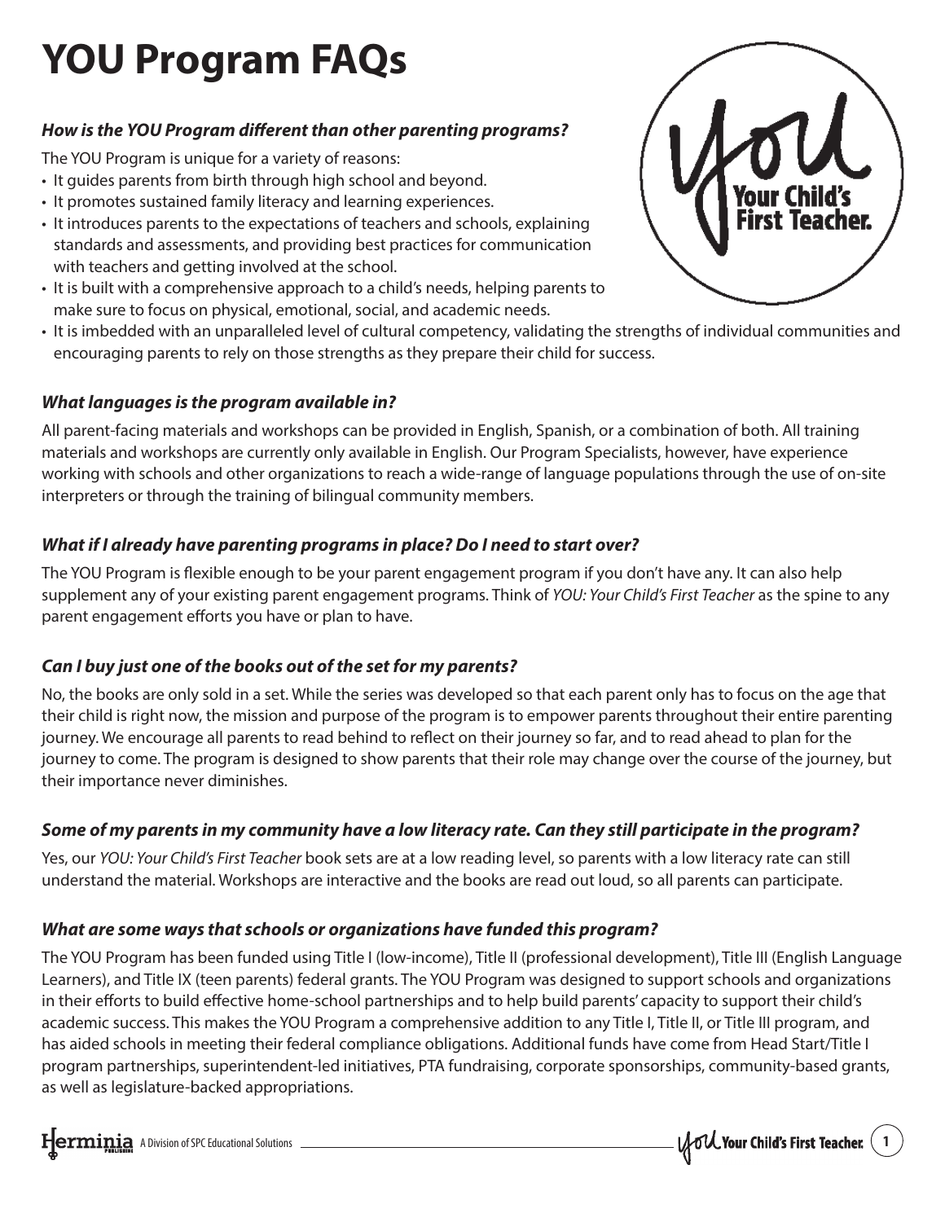# YOU Program FAQs

***How is the YOU Program different than other parenting programs?***

The YOU Program is unique for a variety of reasons:

- It guides parents from birth through high school and beyond.
- It promotes sustained family literacy and learning experiences.
- It introduces parents to the expectations of teachers and schools, explaining standards and assessments, and providing best practices for communication with teachers and getting involved at the school.
- It is built with a comprehensive approach to a child's needs, helping parents to make sure to focus on physical, emotional, social, and academic needs.
- It is imbedded with an unparalleled level of cultural competency, validating the strengths of individual communities and encouraging parents to rely on those strengths as they prepare their child for success.

***What languages is the program available in?***

All parent-facing materials and workshops can be provided in English, Spanish, or a combination of both. All training materials and workshops are currently only available in English. Our Program Specialists, however, have experience working with schools and other organizations to reach a wide-range of language populations through the use of on-site interpreters or through the training of bilingual community members.

***What if I already have parenting programs in place? Do I need to start over?***

The YOU Program is flexible enough to be your parent engagement program if you don't have any. It can also help supplement any of your existing parent engagement programs. Think of *YOU: Your Child's First Teacher* as the spine to any parent engagement efforts you have or plan to have.

***Can I buy just one of the books out of the set for my parents?***

No, the books are only sold in a set. While the series was developed so that each parent only has to focus on the age that their child is right now, the mission and purpose of the program is to empower parents throughout their entire parenting journey. We encourage all parents to read behind to reflect on their journey so far, and to read ahead to plan for the journey to come. The program is designed to show parents that their role may change over the course of the journey, but their importance never diminishes.

***Some of my parents in my community have a low literacy rate. Can they still participate in the program?***

Yes, our *YOU: Your Child's First Teacher* book sets are at a low reading level, so parents with a low literacy rate can still understand the material. Workshops are interactive and the books are read out loud, so all parents can participate.

***What are some ways that schools or organizations have funded this program?***

The YOU Program has been funded using Title I (low-income), Title II (professional development), Title III (English Language Learners), and Title IX (teen parents) federal grants. The YOU Program was designed to support schools and organizations in their efforts to build effective home-school partnerships and to help build parents' capacity to support their child's academic success. This makes the YOU Program a comprehensive addition to any Title I, Title II, or Title III program, and has aided schools in meeting their federal compliance obligations. Additional funds have come from Head Start/Title I program partnerships, superintendent-led initiatives, PTA fundraising, corporate sponsorships, community-based grants, as well as legislature-backed appropriations.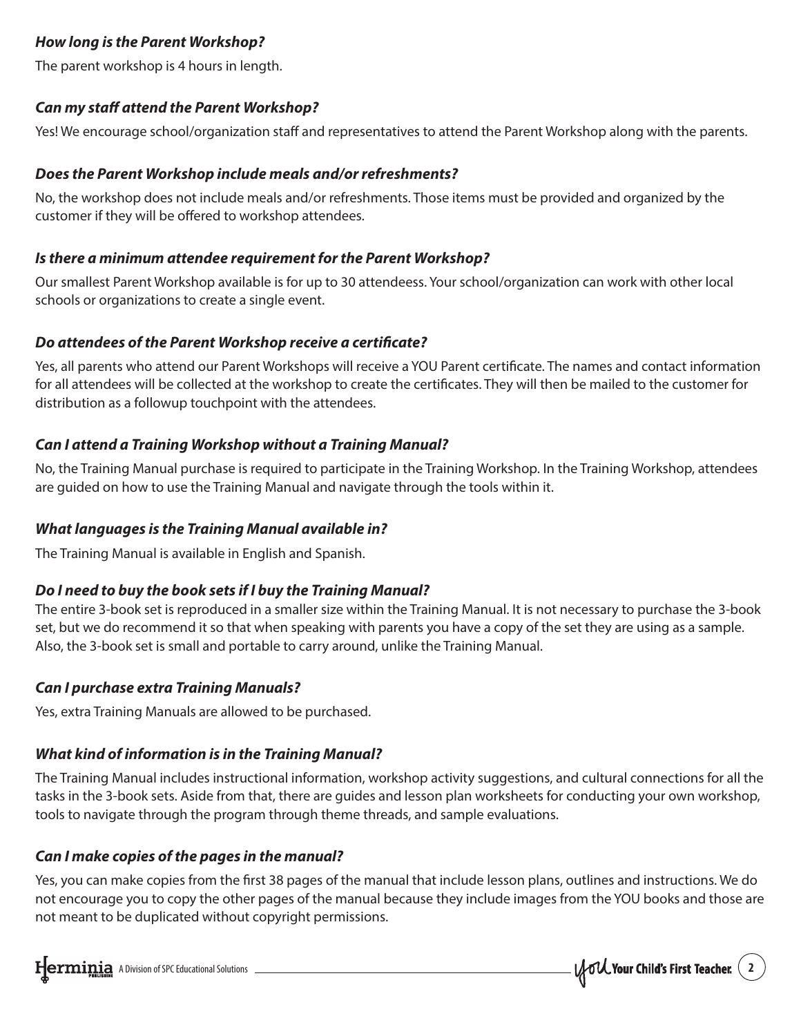### *How long is the Parent Workshop?*

The parent workshop is 4 hours in length.

### *Can my staff attend the Parent Workshop?*

Yes! We encourage school/organization staff and representatives to attend the Parent Workshop along with the parents.

### *Does the Parent Workshop include meals and/or refreshments?*

No, the workshop does not include meals and/or refreshments. Those items must be provided and organized by the customer if they will be offered to workshop attendees.

### *Is there a minimum attendee requirement for the Parent Workshop?*

Our smallest Parent Workshop available is for up to 30 attendeess. Your school/organization can work with other local schools or organizations to create a single event.

### *Do attendees of the Parent Workshop receive a certificate?*

Yes, all parents who attend our Parent Workshops will receive a YOU Parent certificate. The names and contact information for all attendees will be collected at the workshop to create the certificates. They will then be mailed to the customer for distribution as a followup touchpoint with the attendees.

### *Can I attend a Training Workshop without a Training Manual?*

No, the Training Manual purchase is required to participate in the Training Workshop. In the Training Workshop, attendees are guided on how to use the Training Manual and navigate through the tools within it.

### *What languages is the Training Manual available in?*

The Training Manual is available in English and Spanish.

### *Do I need to buy the book sets if I buy the Training Manual?*

The entire 3-book set is reproduced in a smaller size within the Training Manual. It is not necessary to purchase the 3-book set, but we do recommend it so that when speaking with parents you have a copy of the set they are using as a sample. Also, the 3-book set is small and portable to carry around, unlike the Training Manual.

### *Can I purchase extra Training Manuals?*

Yes, extra Training Manuals are allowed to be purchased.

### *What kind of information is in the Training Manual?*

The Training Manual includes instructional information, workshop activity suggestions, and cultural connections for all the tasks in the 3-book sets. Aside from that, there are guides and lesson plan worksheets for conducting your own workshop, tools to navigate through the program through theme threads, and sample evaluations.

### *Can I make copies of the pages in the manual?*

Yes, you can make copies from the first 38 pages of the manual that include lesson plans, outlines and instructions. We do not encourage you to copy the other pages of the manual because they include images from the YOU books and those are not meant to be duplicated without copyright permissions.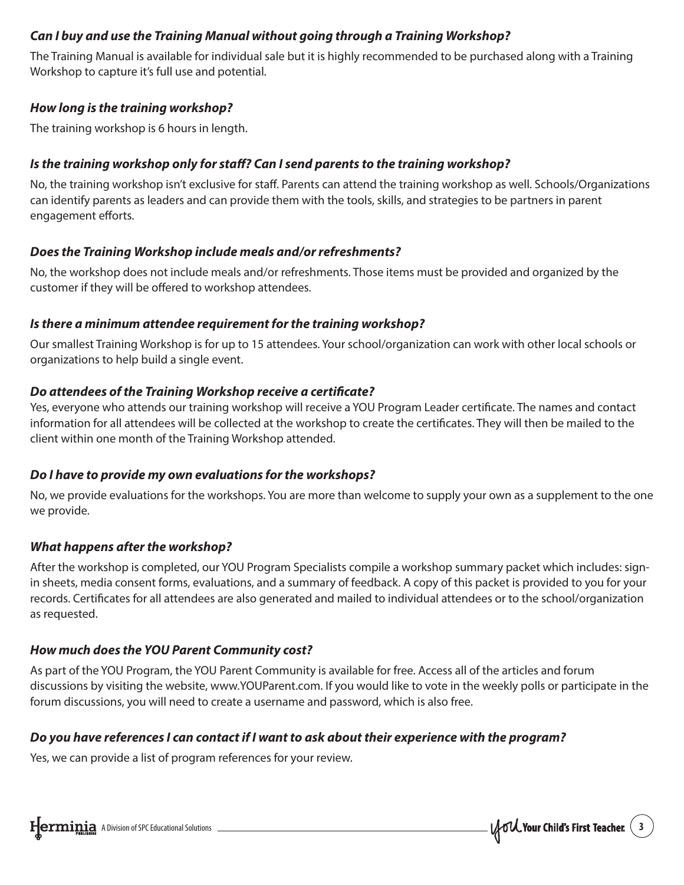***Can I buy and use the Training Manual without going through a Training Workshop?***

The Training Manual is available for individual sale but it is highly recommended to be purchased along with a Training Workshop to capture it's full use and potential.

***How long is the training workshop?***

The training workshop is 6 hours in length.

***Is the training workshop only for staff? Can I send parents to the training workshop?***

No, the training workshop isn't exclusive for staff. Parents can attend the training workshop as well. Schools/Organizations can identify parents as leaders and can provide them with the tools, skills, and strategies to be partners in parent engagement efforts.

***Does the Training Workshop include meals and/or refreshments?***

No, the workshop does not include meals and/or refreshments. Those items must be provided and organized by the customer if they will be offered to workshop attendees.

***Is there a minimum attendee requirement for the training workshop?***

Our smallest Training Workshop is for up to 15 attendees. Your school/organization can work with other local schools or organizations to help build a single event.

***Do attendees of the Training Workshop receive a certificate?***

Yes, everyone who attends our training workshop will receive a YOU Program Leader certificate. The names and contact information for all attendees will be collected at the workshop to create the certificates. They will then be mailed to the client within one month of the Training Workshop attended.

***Do I have to provide my own evaluations for the workshops?***

No, we provide evaluations for the workshops. You are more than welcome to supply your own as a supplement to the one we provide.

***What happens after the workshop?***

After the workshop is completed, our YOU Program Specialists compile a workshop summary packet which includes: sign-in sheets, media consent forms, evaluations, and a summary of feedback. A copy of this packet is provided to you for your records. Certificates for all attendees are also generated and mailed to individual attendees or to the school/organization as requested.

***How much does the YOU Parent Community cost?***

As part of the YOU Program, the YOU Parent Community is available for free. Access all of the articles and forum discussions by visiting the website, www.YOUParent.com. If you would like to vote in the weekly polls or participate in the forum discussions, you will need to create a username and password, which is also free.

***Do you have references I can contact if I want to ask about their experience with the program?***

Yes, we can provide a list of program references for your review.